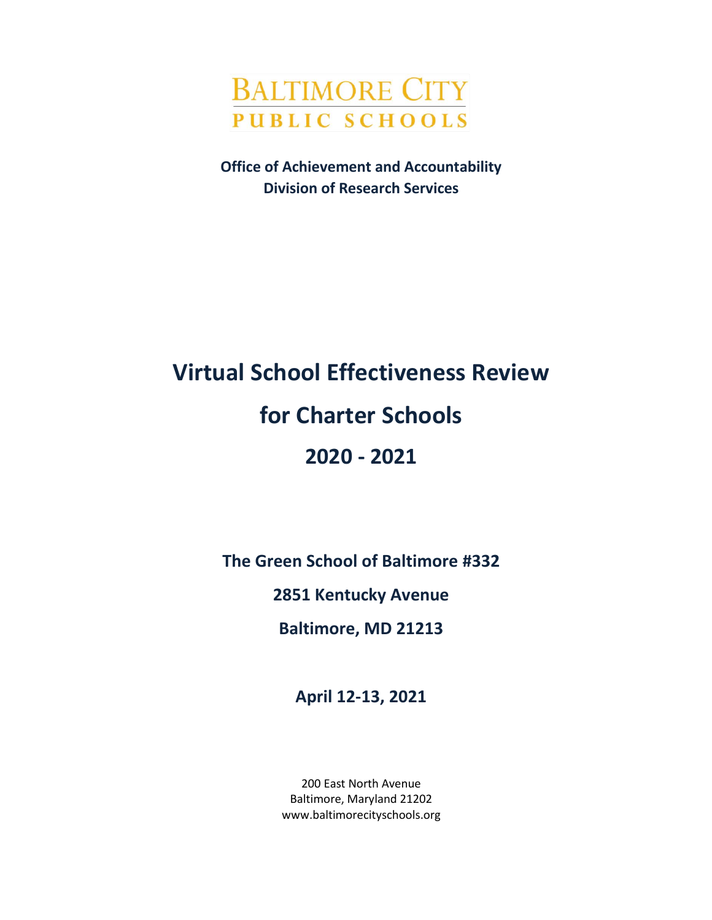BALTIMORE CITY
PUBLIC SCHOOLS

**Office of Achievement and Accountability**
**Division of Research Services**

# Virtual School Effectiveness Review

# for Charter Schools

# 2020 - 2021

**The Green School of Baltimore #332**

**2851 Kentucky Avenue**

**Baltimore, MD 21213**

**April 12-13, 2021**

200 East North Avenue
Baltimore, Maryland 21202
www.baltimorecityschools.org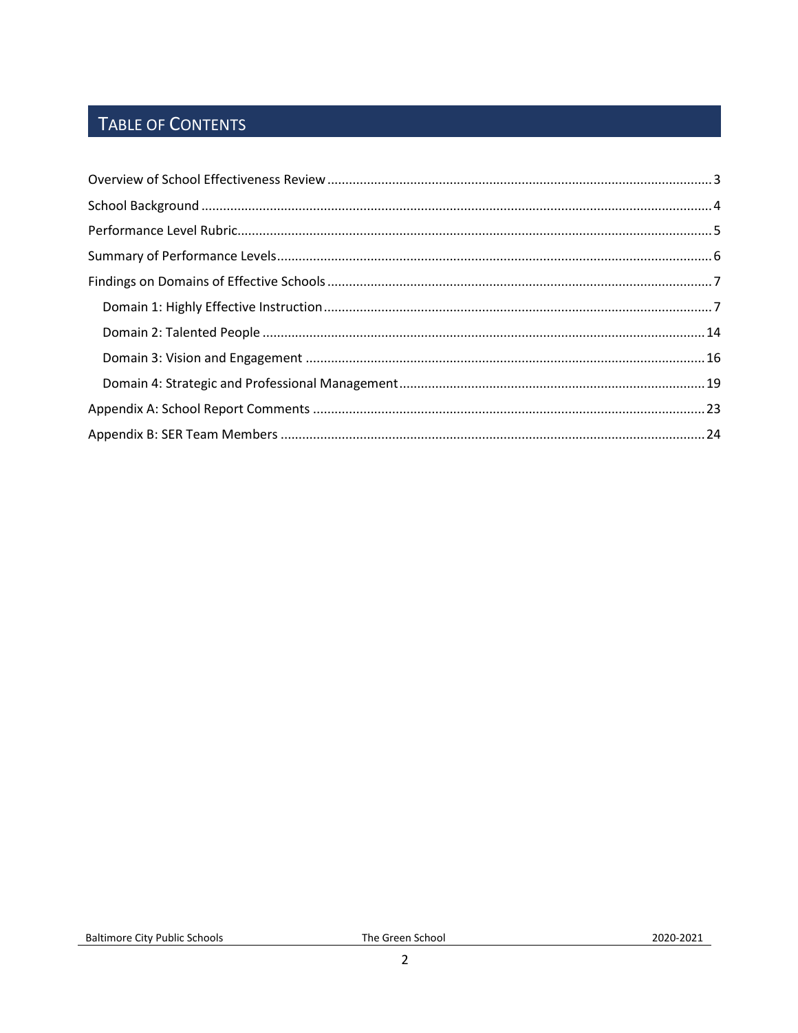# TABLE OF CONTENTS

Overview of School Effectiveness Review .......... 3
School Background .......... 4
Performance Level Rubric .......... 5
Summary of Performance Levels .......... 6
Findings on Domains of Effective Schools .......... 7
- Domain 1: Highly Effective Instruction .......... 7
- Domain 2: Talented People .......... 14
- Domain 3: Vision and Engagement .......... 16
- Domain 4: Strategic and Professional Management .......... 19

Appendix A: School Report Comments .......... 23
Appendix B: SER Team Members .......... 24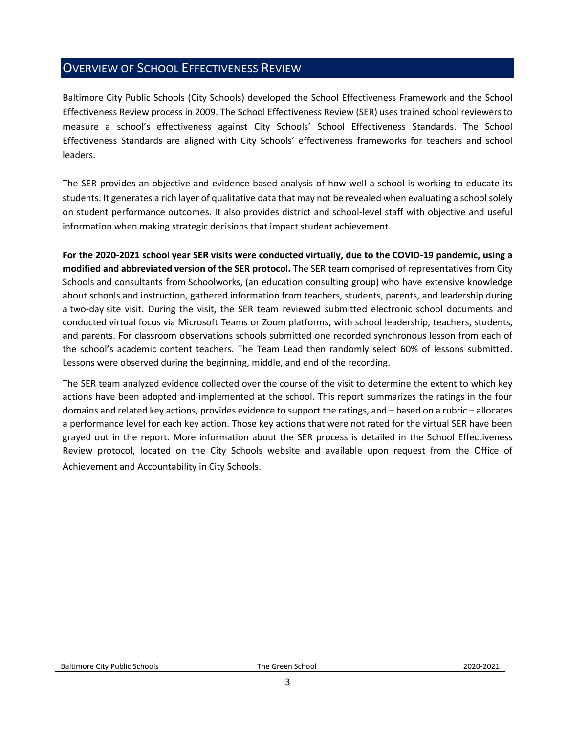## Overview of School Effectiveness Review

Baltimore City Public Schools (City Schools) developed the School Effectiveness Framework and the School Effectiveness Review process in 2009. The School Effectiveness Review (SER) uses trained school reviewers to measure a school's effectiveness against City Schools' School Effectiveness Standards. The School Effectiveness Standards are aligned with City Schools' effectiveness frameworks for teachers and school leaders.

The SER provides an objective and evidence-based analysis of how well a school is working to educate its students. It generates a rich layer of qualitative data that may not be revealed when evaluating a school solely on student performance outcomes. It also provides district and school-level staff with objective and useful information when making strategic decisions that impact student achievement.

**For the 2020-2021 school year SER visits were conducted virtually, due to the COVID-19 pandemic, using a modified and abbreviated version of the SER protocol.** The SER team comprised of representatives from City Schools and consultants from Schoolworks, (an education consulting group) who have extensive knowledge about schools and instruction, gathered information from teachers, students, parents, and leadership during a two-day site visit. During the visit, the SER team reviewed submitted electronic school documents and conducted virtual focus via Microsoft Teams or Zoom platforms, with school leadership, teachers, students, and parents. For classroom observations schools submitted one recorded synchronous lesson from each of the school's academic content teachers. The Team Lead then randomly select 60% of lessons submitted. Lessons were observed during the beginning, middle, and end of the recording.

The SER team analyzed evidence collected over the course of the visit to determine the extent to which key actions have been adopted and implemented at the school. This report summarizes the ratings in the four domains and related key actions, provides evidence to support the ratings, and – based on a rubric – allocates a performance level for each key action. Those key actions that were not rated for the virtual SER have been grayed out in the report. More information about the SER process is detailed in the School Effectiveness Review protocol, located on the City Schools website and available upon request from the Office of Achievement and Accountability in City Schools.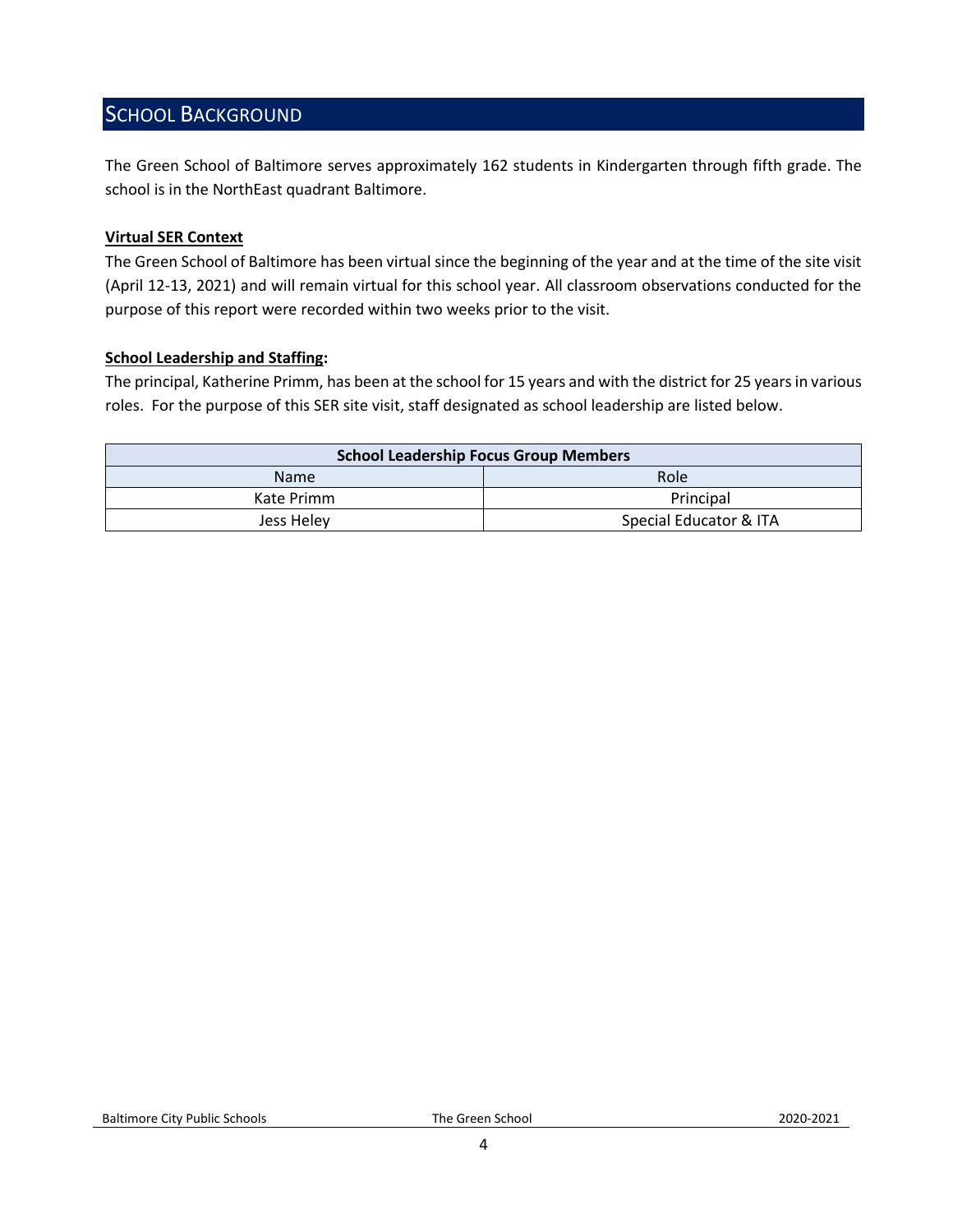## SCHOOL BACKGROUND

The Green School of Baltimore serves approximately 162 students in Kindergarten through fifth grade. The school is in the NorthEast quadrant Baltimore.

**Virtual SER Context**

The Green School of Baltimore has been virtual since the beginning of the year and at the time of the site visit (April 12-13, 2021) and will remain virtual for this school year. All classroom observations conducted for the purpose of this report were recorded within two weeks prior to the visit.

**School Leadership and Staffing:**

The principal, Katherine Primm, has been at the school for 15 years and with the district for 25 years in various roles. For the purpose of this SER site visit, staff designated as school leadership are listed below.

| School Leadership Focus Group Members | |
|---|---|
| Name | Role |
| Kate Primm | Principal |
| Jess Heley | Special Educator & ITA |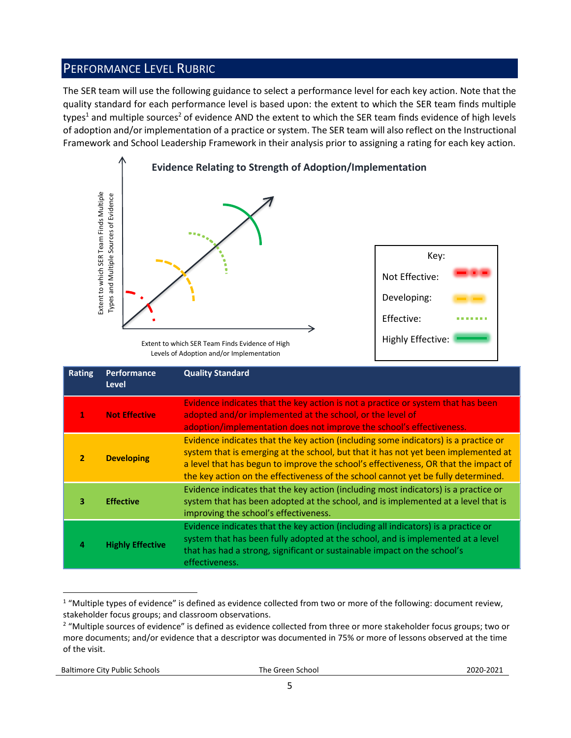## Performance Level Rubric

The SER team will use the following guidance to select a performance level for each key action. Note that the quality standard for each performance level is based upon: the extent to which the SER team finds multiple types[1] and multiple sources[2] of evidence AND the extent to which the SER team finds evidence of high levels of adoption and/or implementation of a practice or system. The SER team will also reflect on the Instructional Framework and School Leadership Framework in their analysis prior to assigning a rating for each key action.

**Evidence Relating to Strength of Adoption/Implementation**

Extent to which SER Team Finds Multiple Types and Multiple Sources of Evidence

Extent to which SER Team Finds Evidence of High Levels of Adoption and/or Implementation

Key:
- Not Effective
- Developing
- Effective
- Highly Effective

| Rating | Performance Level | Quality Standard |
|---|---|---|
| 1 | **Not Effective** | Evidence indicates that the key action is not a practice or system that has been adopted and/or implemented at the school, or the level of adoption/implementation does not improve the school's effectiveness. |
| 2 | **Developing** | Evidence indicates that the key action (including some indicators) is a practice or system that is emerging at the school, but that it has not yet been implemented at a level that has begun to improve the school's effectiveness, OR that the impact of the key action on the effectiveness of the school cannot yet be fully determined. |
| 3 | **Effective** | Evidence indicates that the key action (including most indicators) is a practice or system that has been adopted at the school, and is implemented at a level that is improving the school's effectiveness. |
| 4 | **Highly Effective** | Evidence indicates that the key action (including all indicators) is a practice or system that has been fully adopted at the school, and is implemented at a level that has had a strong, significant or sustainable impact on the school's effectiveness. |

[1] "Multiple types of evidence" is defined as evidence collected from two or more of the following: document review, stakeholder focus groups; and classroom observations.

[2] "Multiple sources of evidence" is defined as evidence collected from three or more stakeholder focus groups; two or more documents; and/or evidence that a descriptor was documented in 75% or more of lessons observed at the time of the visit.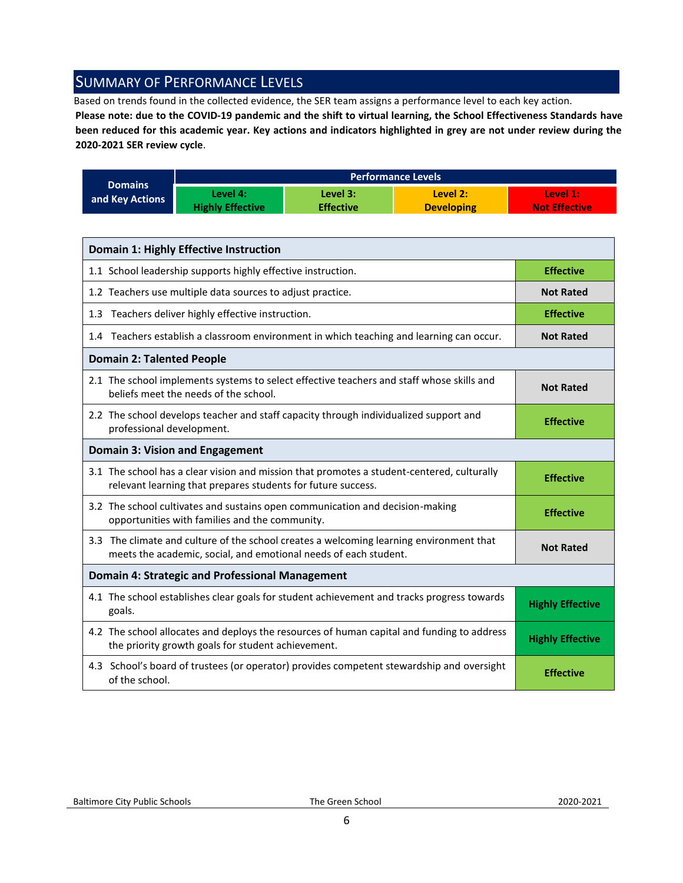## Summary of Performance Levels

Based on trends found in the collected evidence, the SER team assigns a performance level to each key action.

**Please note: due to the COVID-19 pandemic and the shift to virtual learning, the School Effectiveness Standards have been reduced for this academic year. Key actions and indicators highlighted in grey are not under review during the 2020-2021 SER review cycle**.

| Domains and Key Actions | Performance Levels | | | |
|---|---|---|---|---|
| | Level 4: Highly Effective | Level 3: Effective | Level 2: Developing | Level 1: Not Effective |

| Domain 1: Highly Effective Instruction | |
|---|---|
| 1.1 School leadership supports highly effective instruction. | **Effective** |
| 1.2 Teachers use multiple data sources to adjust practice. | **Not Rated** |
| 1.3 Teachers deliver highly effective instruction. | **Effective** |
| 1.4 Teachers establish a classroom environment in which teaching and learning can occur. | **Not Rated** |
| **Domain 2: Talented People** | |
| 2.1 The school implements systems to select effective teachers and staff whose skills and beliefs meet the needs of the school. | **Not Rated** |
| 2.2 The school develops teacher and staff capacity through individualized support and professional development. | **Effective** |
| **Domain 3: Vision and Engagement** | |
| 3.1 The school has a clear vision and mission that promotes a student-centered, culturally relevant learning that prepares students for future success. | **Effective** |
| 3.2 The school cultivates and sustains open communication and decision-making opportunities with families and the community. | **Effective** |
| 3.3 The climate and culture of the school creates a welcoming learning environment that meets the academic, social, and emotional needs of each student. | **Not Rated** |
| **Domain 4: Strategic and Professional Management** | |
| 4.1 The school establishes clear goals for student achievement and tracks progress towards goals. | **Highly Effective** |
| 4.2 The school allocates and deploys the resources of human capital and funding to address the priority growth goals for student achievement. | **Highly Effective** |
| 4.3 School's board of trustees (or operator) provides competent stewardship and oversight of the school. | **Effective** |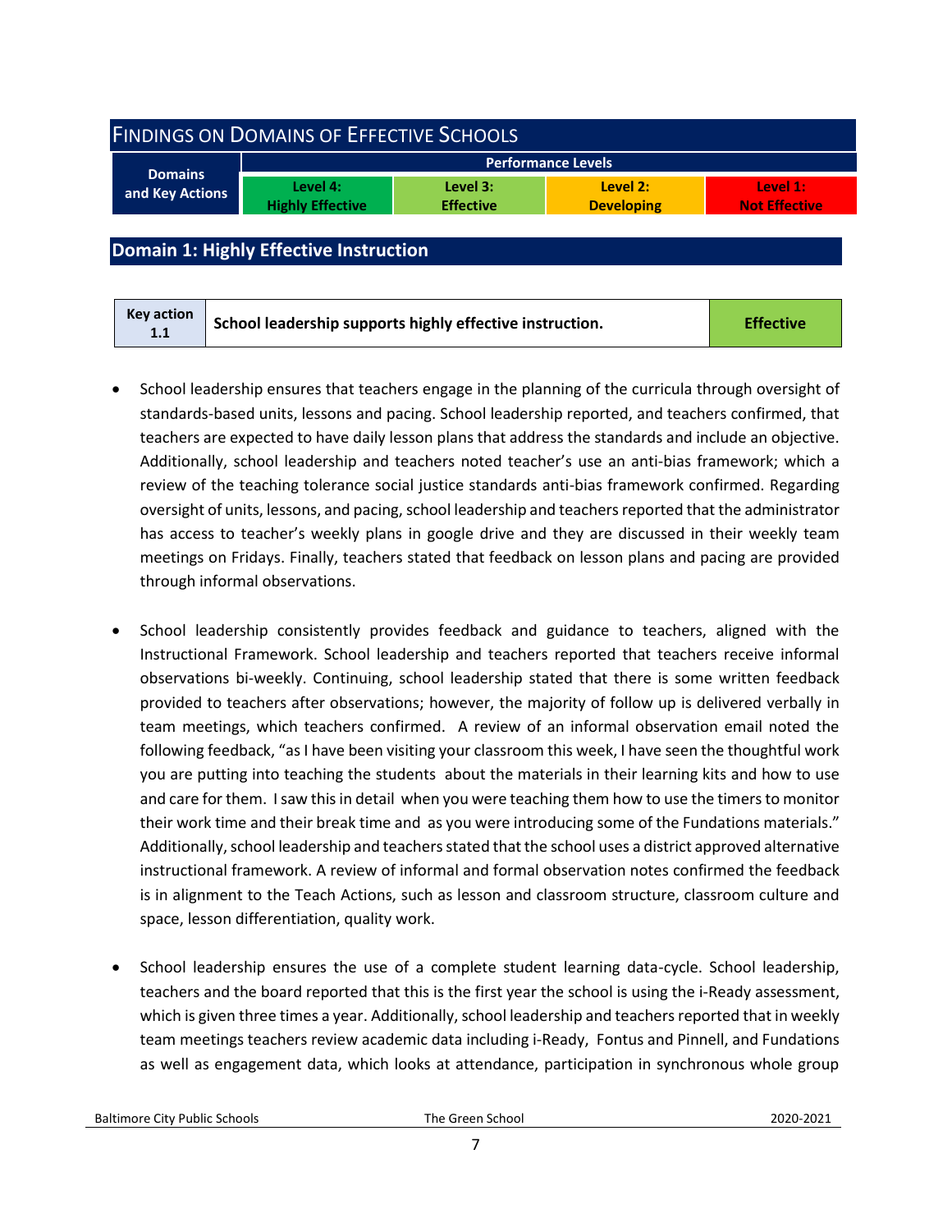## Findings on Domains of Effective Schools

| Domains and Key Actions | Performance Levels | | | |
|---|---|---|---|---|
| | Level 4: Highly Effective | Level 3: Effective | Level 2: Developing | Level 1: Not Effective |

## Domain 1: Highly Effective Instruction

| Key action 1.1 | School leadership supports highly effective instruction. | Effective |
|---|---|---|

- School leadership ensures that teachers engage in the planning of the curricula through oversight of standards-based units, lessons and pacing. School leadership reported, and teachers confirmed, that teachers are expected to have daily lesson plans that address the standards and include an objective. Additionally, school leadership and teachers noted teacher's use an anti-bias framework; which a review of the teaching tolerance social justice standards anti-bias framework confirmed. Regarding oversight of units, lessons, and pacing, school leadership and teachers reported that the administrator has access to teacher's weekly plans in google drive and they are discussed in their weekly team meetings on Fridays. Finally, teachers stated that feedback on lesson plans and pacing are provided through informal observations.

- School leadership consistently provides feedback and guidance to teachers, aligned with the Instructional Framework. School leadership and teachers reported that teachers receive informal observations bi-weekly. Continuing, school leadership stated that there is some written feedback provided to teachers after observations; however, the majority of follow up is delivered verbally in team meetings, which teachers confirmed. A review of an informal observation email noted the following feedback, "as I have been visiting your classroom this week, I have seen the thoughtful work you are putting into teaching the students about the materials in their learning kits and how to use and care for them. I saw this in detail when you were teaching them how to use the timers to monitor their work time and their break time and as you were introducing some of the Fundations materials." Additionally, school leadership and teachers stated that the school uses a district approved alternative instructional framework. A review of informal and formal observation notes confirmed the feedback is in alignment to the Teach Actions, such as lesson and classroom structure, classroom culture and space, lesson differentiation, quality work.

- School leadership ensures the use of a complete student learning data-cycle. School leadership, teachers and the board reported that this is the first year the school is using the i-Ready assessment, which is given three times a year. Additionally, school leadership and teachers reported that in weekly team meetings teachers review academic data including i-Ready, Fontus and Pinnell, and Fundations as well as engagement data, which looks at attendance, participation in synchronous whole group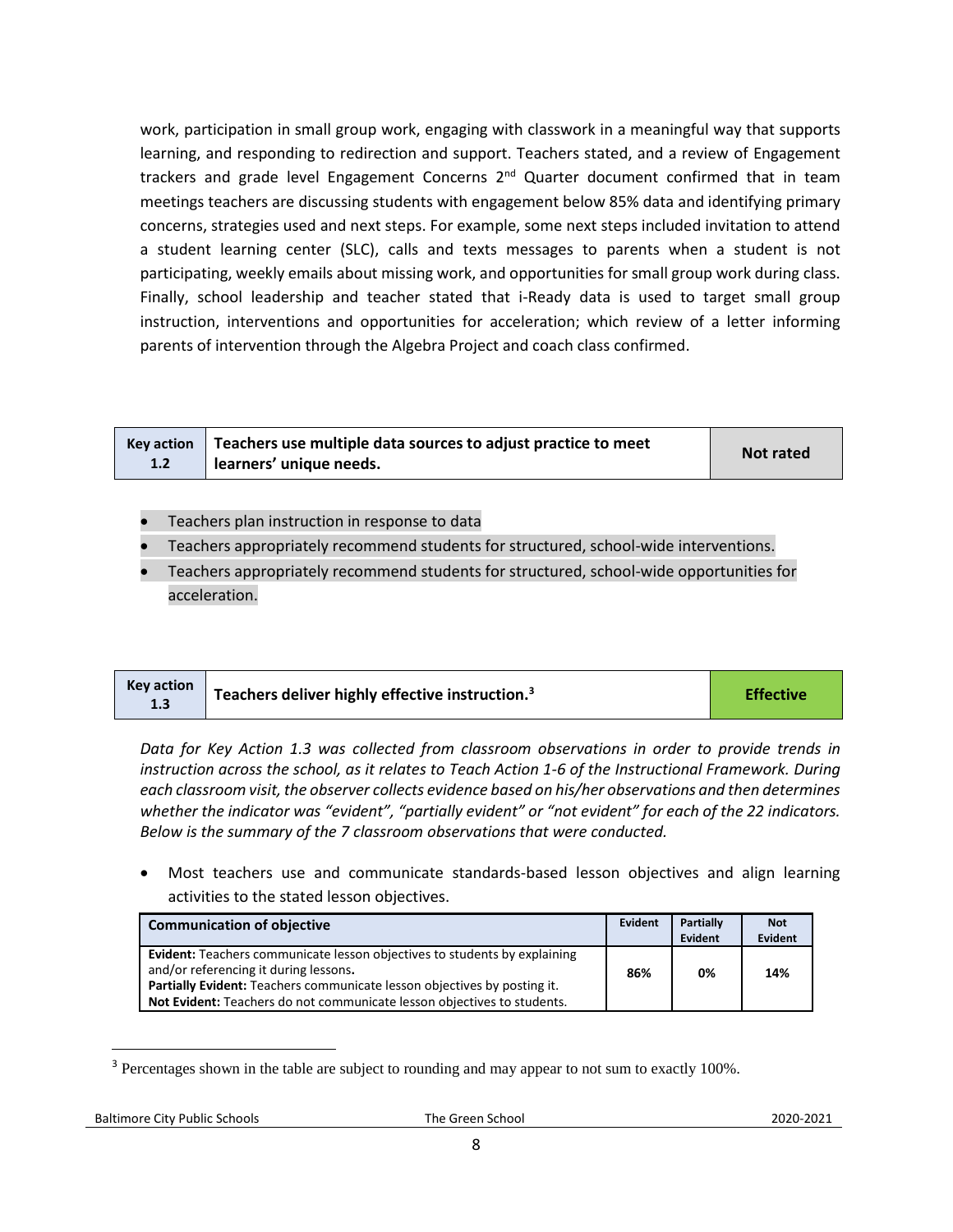work, participation in small group work, engaging with classwork in a meaningful way that supports learning, and responding to redirection and support. Teachers stated, and a review of Engagement trackers and grade level Engagement Concerns 2nd Quarter document confirmed that in team meetings teachers are discussing students with engagement below 85% data and identifying primary concerns, strategies used and next steps. For example, some next steps included invitation to attend a student learning center (SLC), calls and texts messages to parents when a student is not participating, weekly emails about missing work, and opportunities for small group work during class. Finally, school leadership and teacher stated that i-Ready data is used to target small group instruction, interventions and opportunities for acceleration; which review of a letter informing parents of intervention through the Algebra Project and coach class confirmed.

| Key action 1.2 | Teachers use multiple data sources to adjust practice to meet learners' unique needs. | Not rated |
|---|---|---|

- Teachers plan instruction in response to data
- Teachers appropriately recommend students for structured, school-wide interventions.
- Teachers appropriately recommend students for structured, school-wide opportunities for acceleration.

| Key action 1.3 | Teachers deliver highly effective instruction.[3] | Effective |
|---|---|---|

*Data for Key Action 1.3 was collected from classroom observations in order to provide trends in instruction across the school, as it relates to Teach Action 1-6 of the Instructional Framework. During each classroom visit, the observer collects evidence based on his/her observations and then determines whether the indicator was "evident", "partially evident" or "not evident" for each of the 22 indicators. Below is the summary of the 7 classroom observations that were conducted.*

- Most teachers use and communicate standards-based lesson objectives and align learning activities to the stated lesson objectives.

| Communication of objective | Evident | Partially Evident | Not Evident |
|---|---|---|---|
| **Evident:** Teachers communicate lesson objectives to students by explaining and/or referencing it during lessons.<br>**Partially Evident:** Teachers communicate lesson objectives by posting it.<br>**Not Evident:** Teachers do not communicate lesson objectives to students. | 86% | 0% | 14% |

[3] Percentages shown in the table are subject to rounding and may appear to not sum to exactly 100%.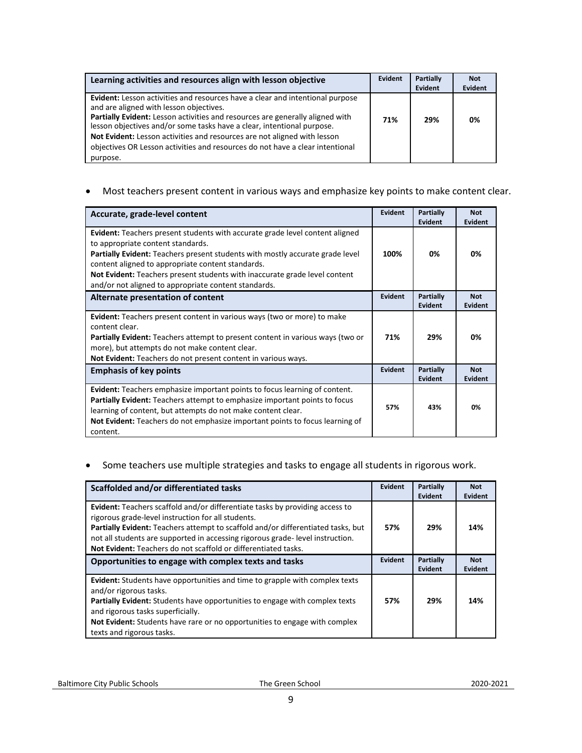| Learning activities and resources align with lesson objective | Evident | Partially Evident | Not Evident |
|---|---|---|---|
| **Evident:** Lesson activities and resources have a clear and intentional purpose and are aligned with lesson objectives.<br>**Partially Evident:** Lesson activities and resources are generally aligned with lesson objectives and/or some tasks have a clear, intentional purpose.<br>**Not Evident:** Lesson activities and resources are not aligned with lesson objectives OR Lesson activities and resources do not have a clear intentional purpose. | 71% | 29% | 0% |

- Most teachers present content in various ways and emphasize key points to make content clear.

| Accurate, grade-level content | Evident | Partially Evident | Not Evident |
|---|---|---|---|
| **Evident:** Teachers present students with accurate grade level content aligned to appropriate content standards.<br>**Partially Evident:** Teachers present students with mostly accurate grade level content aligned to appropriate content standards.<br>**Not Evident:** Teachers present students with inaccurate grade level content and/or not aligned to appropriate content standards. | 100% | 0% | 0% |
| **Alternate presentation of content** | **Evident** | **Partially Evident** | **Not Evident** |
| **Evident:** Teachers present content in various ways (two or more) to make content clear.<br>**Partially Evident:** Teachers attempt to present content in various ways (two or more), but attempts do not make content clear.<br>**Not Evident:** Teachers do not present content in various ways. | 71% | 29% | 0% |
| **Emphasis of key points** | **Evident** | **Partially Evident** | **Not Evident** |
| **Evident:** Teachers emphasize important points to focus learning of content.<br>**Partially Evident:** Teachers attempt to emphasize important points to focus learning of content, but attempts do not make content clear.<br>**Not Evident:** Teachers do not emphasize important points to focus learning of content. | 57% | 43% | 0% |

- Some teachers use multiple strategies and tasks to engage all students in rigorous work.

| Scaffolded and/or differentiated tasks | Evident | Partially Evident | Not Evident |
|---|---|---|---|
| **Evident:** Teachers scaffold and/or differentiate tasks by providing access to rigorous grade-level instruction for all students.<br>**Partially Evident:** Teachers attempt to scaffold and/or differentiated tasks, but not all students are supported in accessing rigorous grade- level instruction.<br>**Not Evident:** Teachers do not scaffold or differentiated tasks. | 57% | 29% | 14% |
| **Opportunities to engage with complex texts and tasks** | **Evident** | **Partially Evident** | **Not Evident** |
| **Evident:** Students have opportunities and time to grapple with complex texts and/or rigorous tasks.<br>**Partially Evident:** Students have opportunities to engage with complex texts and rigorous tasks superficially.<br>**Not Evident:** Students have rare or no opportunities to engage with complex texts and rigorous tasks. | 57% | 29% | 14% |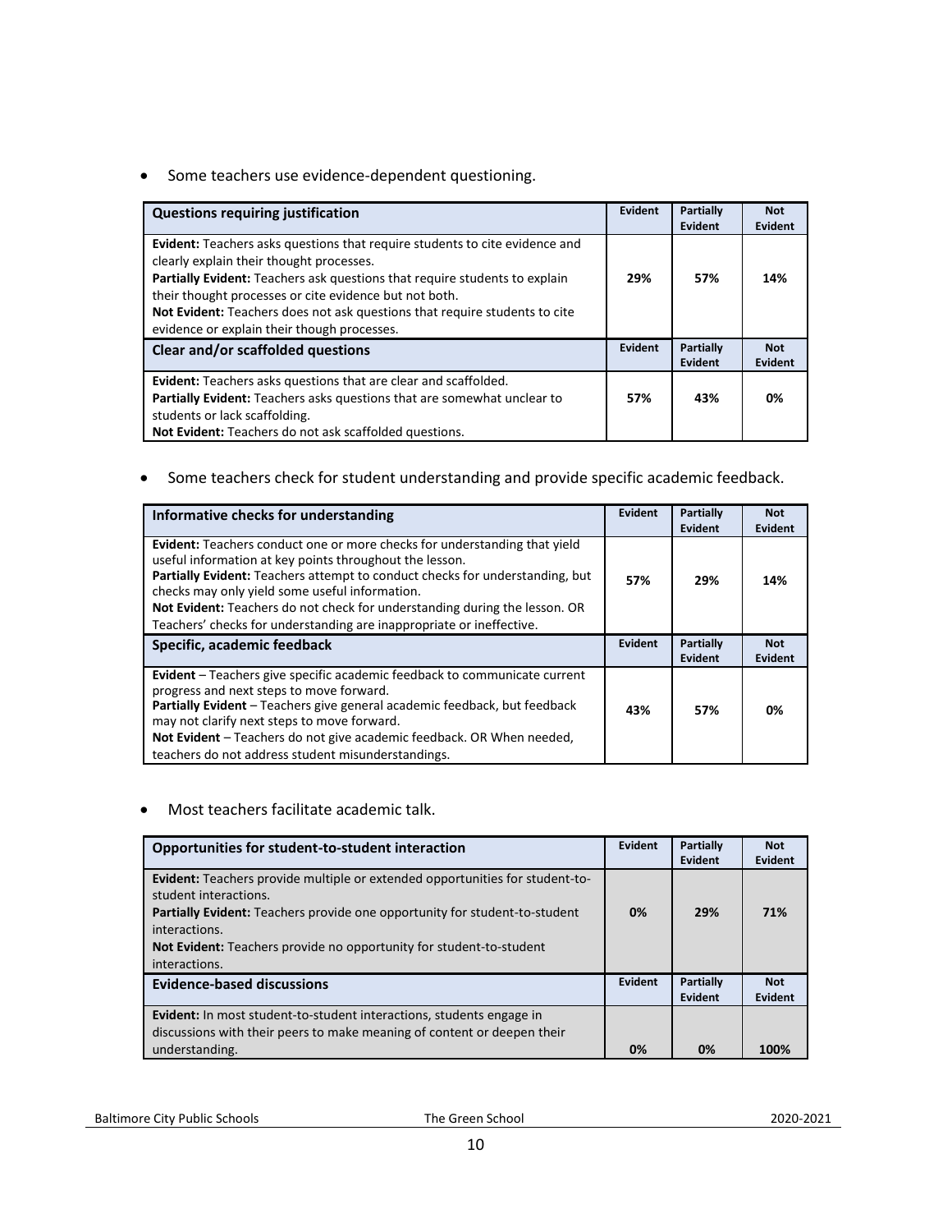- Some teachers use evidence-dependent questioning.

| Questions requiring justification | Evident | Partially Evident | Not Evident |
| --- | --- | --- | --- |
| **Evident:** Teachers asks questions that require students to cite evidence and clearly explain their thought processes.<br>**Partially Evident:** Teachers ask questions that require students to explain their thought processes or cite evidence but not both.<br>**Not Evident:** Teachers does not ask questions that require students to cite evidence or explain their though processes. | 29% | 57% | 14% |
| **Clear and/or scaffolded questions** | **Evident** | **Partially Evident** | **Not Evident** |
| **Evident:** Teachers asks questions that are clear and scaffolded.<br>**Partially Evident:** Teachers asks questions that are somewhat unclear to students or lack scaffolding.<br>**Not Evident:** Teachers do not ask scaffolded questions. | 57% | 43% | 0% |

- Some teachers check for student understanding and provide specific academic feedback.

| Informative checks for understanding | Evident | Partially Evident | Not Evident |
| --- | --- | --- | --- |
| **Evident:** Teachers conduct one or more checks for understanding that yield useful information at key points throughout the lesson.<br>**Partially Evident:** Teachers attempt to conduct checks for understanding, but checks may only yield some useful information.<br>**Not Evident:** Teachers do not check for understanding during the lesson. OR Teachers' checks for understanding are inappropriate or ineffective. | 57% | 29% | 14% |
| **Specific, academic feedback** | **Evident** | **Partially Evident** | **Not Evident** |
| **Evident** – Teachers give specific academic feedback to communicate current progress and next steps to move forward.<br>**Partially Evident** – Teachers give general academic feedback, but feedback may not clarify next steps to move forward.<br>**Not Evident** – Teachers do not give academic feedback. OR When needed, teachers do not address student misunderstandings. | 43% | 57% | 0% |

- Most teachers facilitate academic talk.

| Opportunities for student-to-student interaction | Evident | Partially Evident | Not Evident |
| --- | --- | --- | --- |
| **Evident:** Teachers provide multiple or extended opportunities for student-to-student interactions.<br>**Partially Evident:** Teachers provide one opportunity for student-to-student interactions.<br>**Not Evident:** Teachers provide no opportunity for student-to-student interactions. | 0% | 29% | 71% |
| **Evidence-based discussions** | **Evident** | **Partially Evident** | **Not Evident** |
| **Evident:** In most student-to-student interactions, students engage in discussions with their peers to make meaning of content or deepen their understanding. | 0% | 0% | 100% |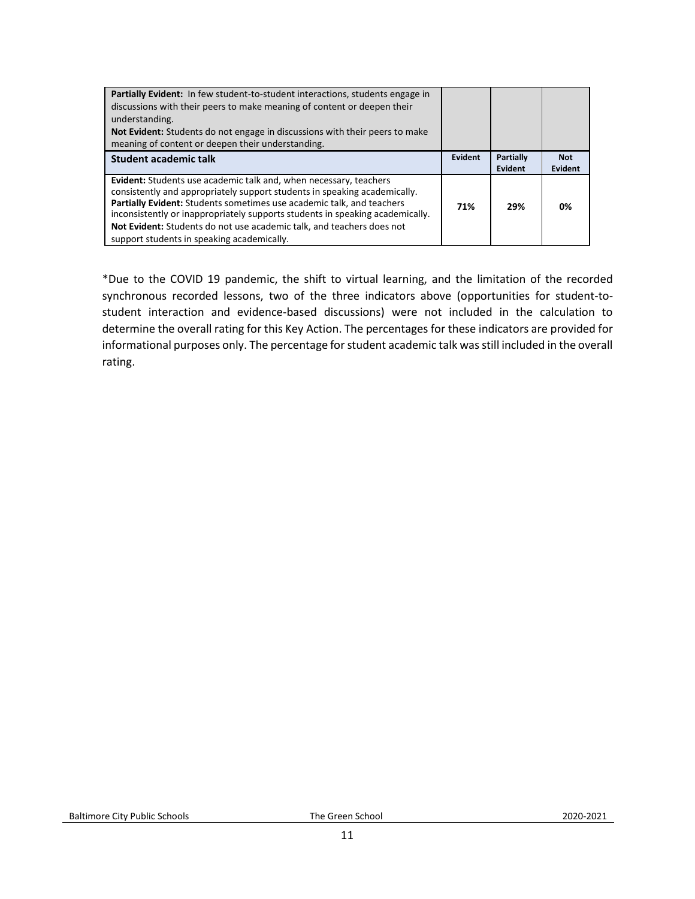| | | | |
|---|---|---|---|
| **Partially Evident:** In few student-to-student interactions, students engage in discussions with their peers to make meaning of content or deepen their understanding.<br>**Not Evident:** Students do not engage in discussions with their peers to make meaning of content or deepen their understanding. | | | |
| **Student academic talk** | **Evident** | **Partially Evident** | **Not Evident** |
| **Evident:** Students use academic talk and, when necessary, teachers consistently and appropriately support students in speaking academically.<br>**Partially Evident:** Students sometimes use academic talk, and teachers inconsistently or inappropriately supports students in speaking academically.<br>**Not Evident:** Students do not use academic talk, and teachers does not support students in speaking academically. | **71%** | **29%** | **0%** |

*Due to the COVID 19 pandemic, the shift to virtual learning, and the limitation of the recorded synchronous recorded lessons, two of the three indicators above (opportunities for student-to-student interaction and evidence-based discussions) were not included in the calculation to determine the overall rating for this Key Action. The percentages for these indicators are provided for informational purposes only. The percentage for student academic talk was still included in the overall rating.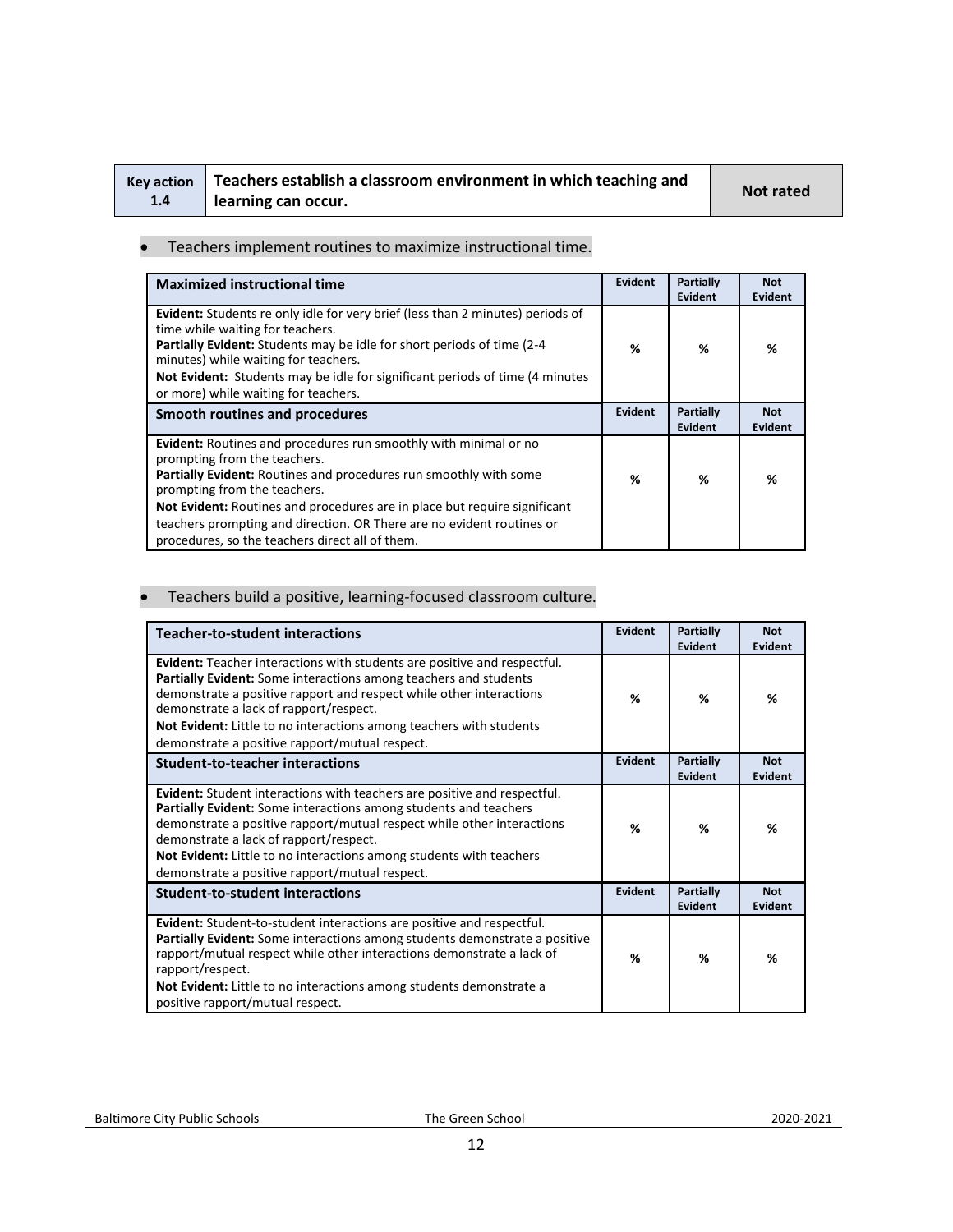| Key action 1.4 | Teachers establish a classroom environment in which teaching and learning can occur. | Not rated |
|---|---|---|

- Teachers implement routines to maximize instructional time.

| Maximized instructional time | Evident | Partially Evident | Not Evident |
|---|---|---|---|
| **Evident:** Students re only idle for very brief (less than 2 minutes) periods of time while waiting for teachers.<br>**Partially Evident:** Students may be idle for short periods of time (2-4 minutes) while waiting for teachers.<br>**Not Evident:** Students may be idle for significant periods of time (4 minutes or more) while waiting for teachers. | % | % | % |
| **Smooth routines and procedures** | **Evident** | **Partially Evident** | **Not Evident** |
| **Evident:** Routines and procedures run smoothly with minimal or no prompting from the teachers.<br>**Partially Evident:** Routines and procedures run smoothly with some prompting from the teachers.<br>**Not Evident:** Routines and procedures are in place but require significant teachers prompting and direction. OR There are no evident routines or procedures, so the teachers direct all of them. | % | % | % |

- Teachers build a positive, learning-focused classroom culture.

| Teacher-to-student interactions | Evident | Partially Evident | Not Evident |
|---|---|---|---|
| **Evident:** Teacher interactions with students are positive and respectful.<br>**Partially Evident:** Some interactions among teachers and students demonstrate a positive rapport and respect while other interactions demonstrate a lack of rapport/respect.<br>**Not Evident:** Little to no interactions among teachers with students demonstrate a positive rapport/mutual respect. | % | % | % |
| **Student-to-teacher interactions** | **Evident** | **Partially Evident** | **Not Evident** |
| **Evident:** Student interactions with teachers are positive and respectful.<br>**Partially Evident:** Some interactions among students and teachers demonstrate a positive rapport/mutual respect while other interactions demonstrate a lack of rapport/respect.<br>**Not Evident:** Little to no interactions among students with teachers demonstrate a positive rapport/mutual respect. | % | % | % |
| **Student-to-student interactions** | **Evident** | **Partially Evident** | **Not Evident** |
| **Evident:** Student-to-student interactions are positive and respectful.<br>**Partially Evident:** Some interactions among students demonstrate a positive rapport/mutual respect while other interactions demonstrate a lack of rapport/respect.<br>**Not Evident:** Little to no interactions among students demonstrate a positive rapport/mutual respect. | % | % | % |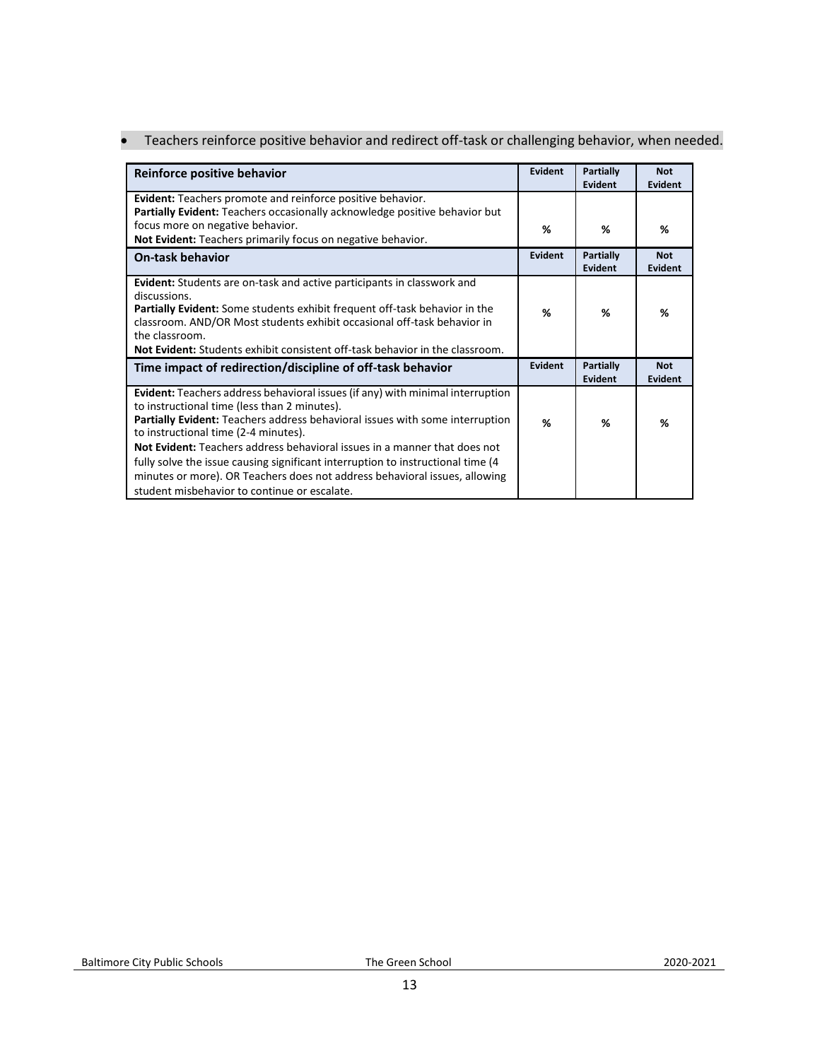- Teachers reinforce positive behavior and redirect off-task or challenging behavior, when needed.

| **Reinforce positive behavior** | **Evident** | **Partially Evident** | **Not Evident** |
|---|---|---|---|
| **Evident:** Teachers promote and reinforce positive behavior.<br>**Partially Evident:** Teachers occasionally acknowledge positive behavior but focus more on negative behavior.<br>**Not Evident:** Teachers primarily focus on negative behavior. | **%** | **%** | **%** |
| **On-task behavior** | **Evident** | **Partially Evident** | **Not Evident** |
| **Evident:** Students are on-task and active participants in classwork and discussions.<br>**Partially Evident:** Some students exhibit frequent off-task behavior in the classroom. AND/OR Most students exhibit occasional off-task behavior in the classroom.<br>**Not Evident:** Students exhibit consistent off-task behavior in the classroom. | **%** | **%** | **%** |
| **Time impact of redirection/discipline of off-task behavior** | **Evident** | **Partially Evident** | **Not Evident** |
| **Evident:** Teachers address behavioral issues (if any) with minimal interruption to instructional time (less than 2 minutes).<br>**Partially Evident:** Teachers address behavioral issues with some interruption to instructional time (2-4 minutes).<br>**Not Evident:** Teachers address behavioral issues in a manner that does not fully solve the issue causing significant interruption to instructional time (4 minutes or more). OR Teachers does not address behavioral issues, allowing student misbehavior to continue or escalate. | **%** | **%** | **%** |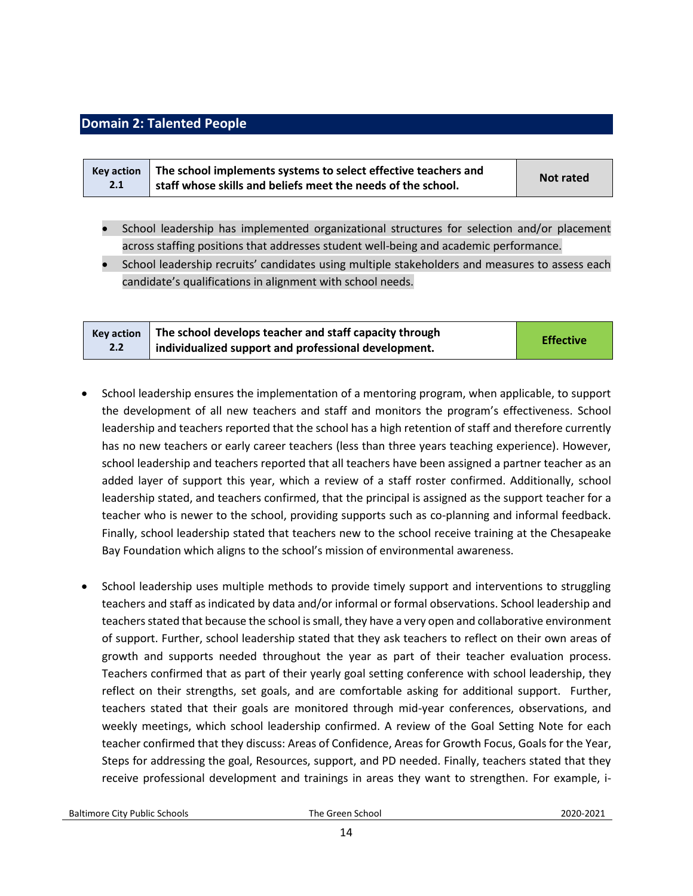## Domain 2: Talented People

| Key action 2.1 | The school implements systems to select effective teachers and staff whose skills and beliefs meet the needs of the school. | Not rated |
|---|---|---|

- School leadership has implemented organizational structures for selection and/or placement across staffing positions that addresses student well-being and academic performance.
- School leadership recruits' candidates using multiple stakeholders and measures to assess each candidate's qualifications in alignment with school needs.

| Key action 2.2 | The school develops teacher and staff capacity through individualized support and professional development. | Effective |
|---|---|---|

- School leadership ensures the implementation of a mentoring program, when applicable, to support the development of all new teachers and staff and monitors the program's effectiveness. School leadership and teachers reported that the school has a high retention of staff and therefore currently has no new teachers or early career teachers (less than three years teaching experience). However, school leadership and teachers reported that all teachers have been assigned a partner teacher as an added layer of support this year, which a review of a staff roster confirmed. Additionally, school leadership stated, and teachers confirmed, that the principal is assigned as the support teacher for a teacher who is newer to the school, providing supports such as co-planning and informal feedback. Finally, school leadership stated that teachers new to the school receive training at the Chesapeake Bay Foundation which aligns to the school's mission of environmental awareness.

- School leadership uses multiple methods to provide timely support and interventions to struggling teachers and staff as indicated by data and/or informal or formal observations. School leadership and teachers stated that because the school is small, they have a very open and collaborative environment of support. Further, school leadership stated that they ask teachers to reflect on their own areas of growth and supports needed throughout the year as part of their teacher evaluation process. Teachers confirmed that as part of their yearly goal setting conference with school leadership, they reflect on their strengths, set goals, and are comfortable asking for additional support. Further, teachers stated that their goals are monitored through mid-year conferences, observations, and weekly meetings, which school leadership confirmed. A review of the Goal Setting Note for each teacher confirmed that they discuss: Areas of Confidence, Areas for Growth Focus, Goals for the Year, Steps for addressing the goal, Resources, support, and PD needed. Finally, teachers stated that they receive professional development and trainings in areas they want to strengthen. For example, i-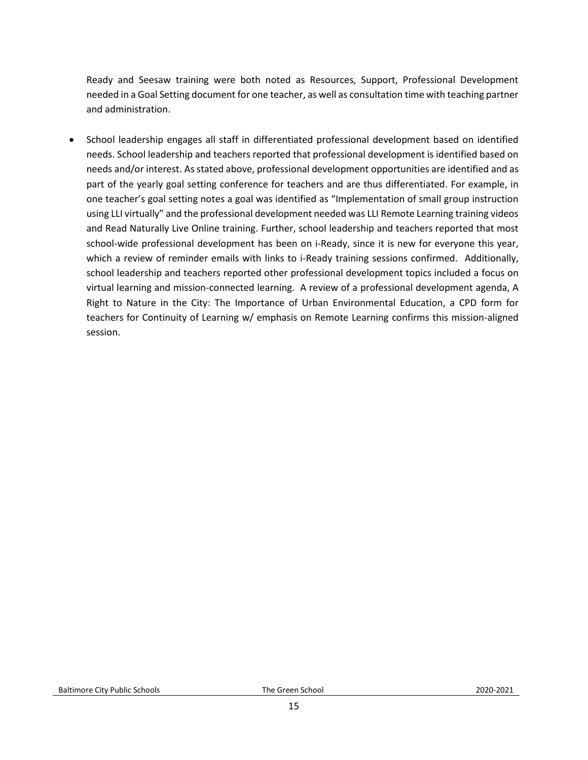Ready and Seesaw training were both noted as Resources, Support, Professional Development needed in a Goal Setting document for one teacher, as well as consultation time with teaching partner and administration.

- School leadership engages all staff in differentiated professional development based on identified needs. School leadership and teachers reported that professional development is identified based on needs and/or interest. As stated above, professional development opportunities are identified and as part of the yearly goal setting conference for teachers and are thus differentiated. For example, in one teacher's goal setting notes a goal was identified as "Implementation of small group instruction using LLI virtually" and the professional development needed was LLI Remote Learning training videos and Read Naturally Live Online training. Further, school leadership and teachers reported that most school-wide professional development has been on i-Ready, since it is new for everyone this year, which a review of reminder emails with links to i-Ready training sessions confirmed. Additionally, school leadership and teachers reported other professional development topics included a focus on virtual learning and mission-connected learning. A review of a professional development agenda, A Right to Nature in the City: The Importance of Urban Environmental Education, a CPD form for teachers for Continuity of Learning w/ emphasis on Remote Learning confirms this mission-aligned session.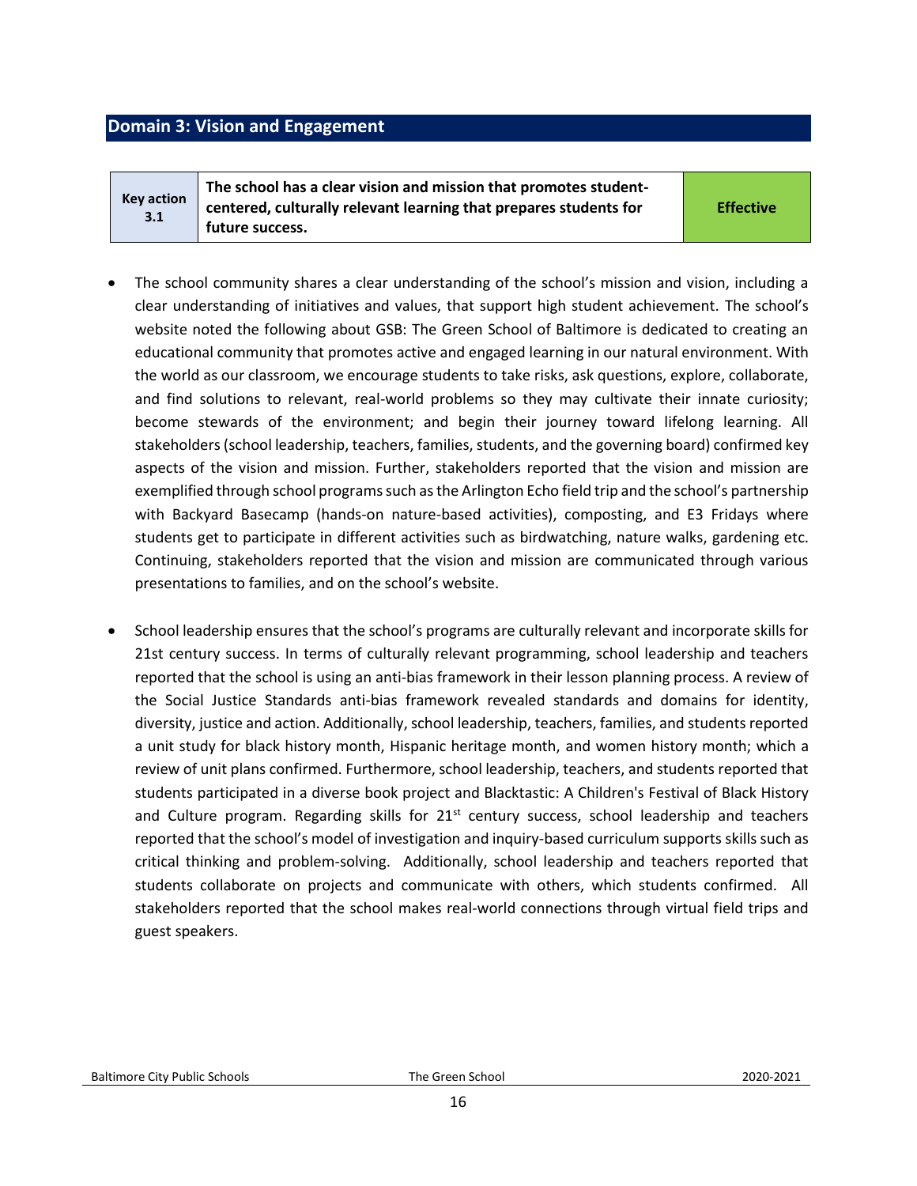## Domain 3: Vision and Engagement

| Key action 3.1 | The school has a clear vision and mission that promotes student-centered, culturally relevant learning that prepares students for future success. | Effective |
|---|---|---|

- The school community shares a clear understanding of the school's mission and vision, including a clear understanding of initiatives and values, that support high student achievement. The school's website noted the following about GSB: The Green School of Baltimore is dedicated to creating an educational community that promotes active and engaged learning in our natural environment. With the world as our classroom, we encourage students to take risks, ask questions, explore, collaborate, and find solutions to relevant, real-world problems so they may cultivate their innate curiosity; become stewards of the environment; and begin their journey toward lifelong learning. All stakeholders (school leadership, teachers, families, students, and the governing board) confirmed key aspects of the vision and mission. Further, stakeholders reported that the vision and mission are exemplified through school programs such as the Arlington Echo field trip and the school's partnership with Backyard Basecamp (hands-on nature-based activities), composting, and E3 Fridays where students get to participate in different activities such as birdwatching, nature walks, gardening etc. Continuing, stakeholders reported that the vision and mission are communicated through various presentations to families, and on the school's website.

- School leadership ensures that the school's programs are culturally relevant and incorporate skills for 21st century success. In terms of culturally relevant programming, school leadership and teachers reported that the school is using an anti-bias framework in their lesson planning process. A review of the Social Justice Standards anti-bias framework revealed standards and domains for identity, diversity, justice and action. Additionally, school leadership, teachers, families, and students reported a unit study for black history month, Hispanic heritage month, and women history month; which a review of unit plans confirmed. Furthermore, school leadership, teachers, and students reported that students participated in a diverse book project and Blacktastic: A Children's Festival of Black History and Culture program. Regarding skills for 21st century success, school leadership and teachers reported that the school's model of investigation and inquiry-based curriculum supports skills such as critical thinking and problem-solving. Additionally, school leadership and teachers reported that students collaborate on projects and communicate with others, which students confirmed. All stakeholders reported that the school makes real-world connections through virtual field trips and guest speakers.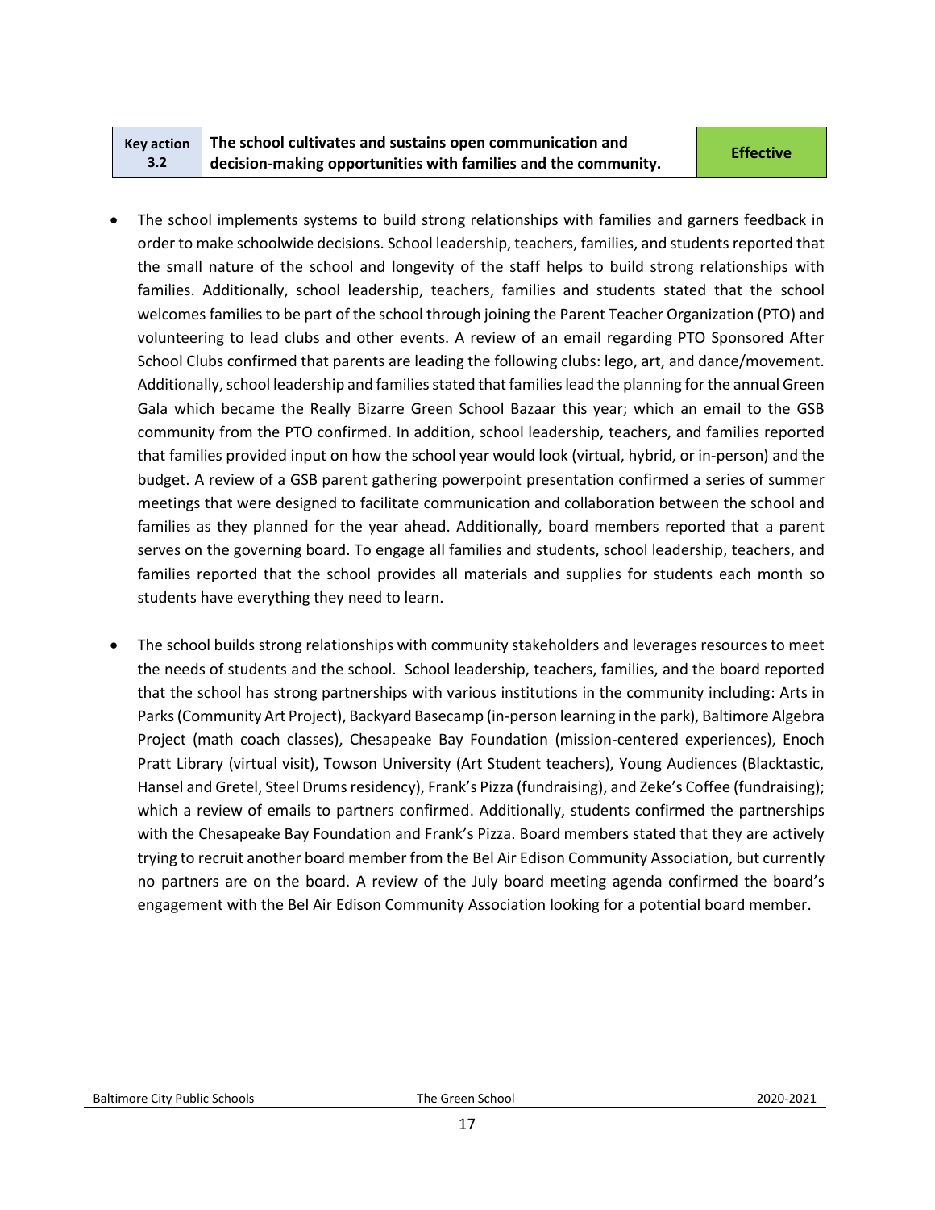| Key action 3.2 | The school cultivates and sustains open communication and decision-making opportunities with families and the community. | Effective |
|---|---|---|

- The school implements systems to build strong relationships with families and garners feedback in order to make schoolwide decisions. School leadership, teachers, families, and students reported that the small nature of the school and longevity of the staff helps to build strong relationships with families. Additionally, school leadership, teachers, families and students stated that the school welcomes families to be part of the school through joining the Parent Teacher Organization (PTO) and volunteering to lead clubs and other events. A review of an email regarding PTO Sponsored After School Clubs confirmed that parents are leading the following clubs: lego, art, and dance/movement. Additionally, school leadership and families stated that families lead the planning for the annual Green Gala which became the Really Bizarre Green School Bazaar this year; which an email to the GSB community from the PTO confirmed. In addition, school leadership, teachers, and families reported that families provided input on how the school year would look (virtual, hybrid, or in-person) and the budget. A review of a GSB parent gathering powerpoint presentation confirmed a series of summer meetings that were designed to facilitate communication and collaboration between the school and families as they planned for the year ahead. Additionally, board members reported that a parent serves on the governing board. To engage all families and students, school leadership, teachers, and families reported that the school provides all materials and supplies for students each month so students have everything they need to learn.

- The school builds strong relationships with community stakeholders and leverages resources to meet the needs of students and the school. School leadership, teachers, families, and the board reported that the school has strong partnerships with various institutions in the community including: Arts in Parks (Community Art Project), Backyard Basecamp (in-person learning in the park), Baltimore Algebra Project (math coach classes), Chesapeake Bay Foundation (mission-centered experiences), Enoch Pratt Library (virtual visit), Towson University (Art Student teachers), Young Audiences (Blacktastic, Hansel and Gretel, Steel Drums residency), Frank's Pizza (fundraising), and Zeke's Coffee (fundraising); which a review of emails to partners confirmed. Additionally, students confirmed the partnerships with the Chesapeake Bay Foundation and Frank's Pizza. Board members stated that they are actively trying to recruit another board member from the Bel Air Edison Community Association, but currently no partners are on the board. A review of the July board meeting agenda confirmed the board's engagement with the Bel Air Edison Community Association looking for a potential board member.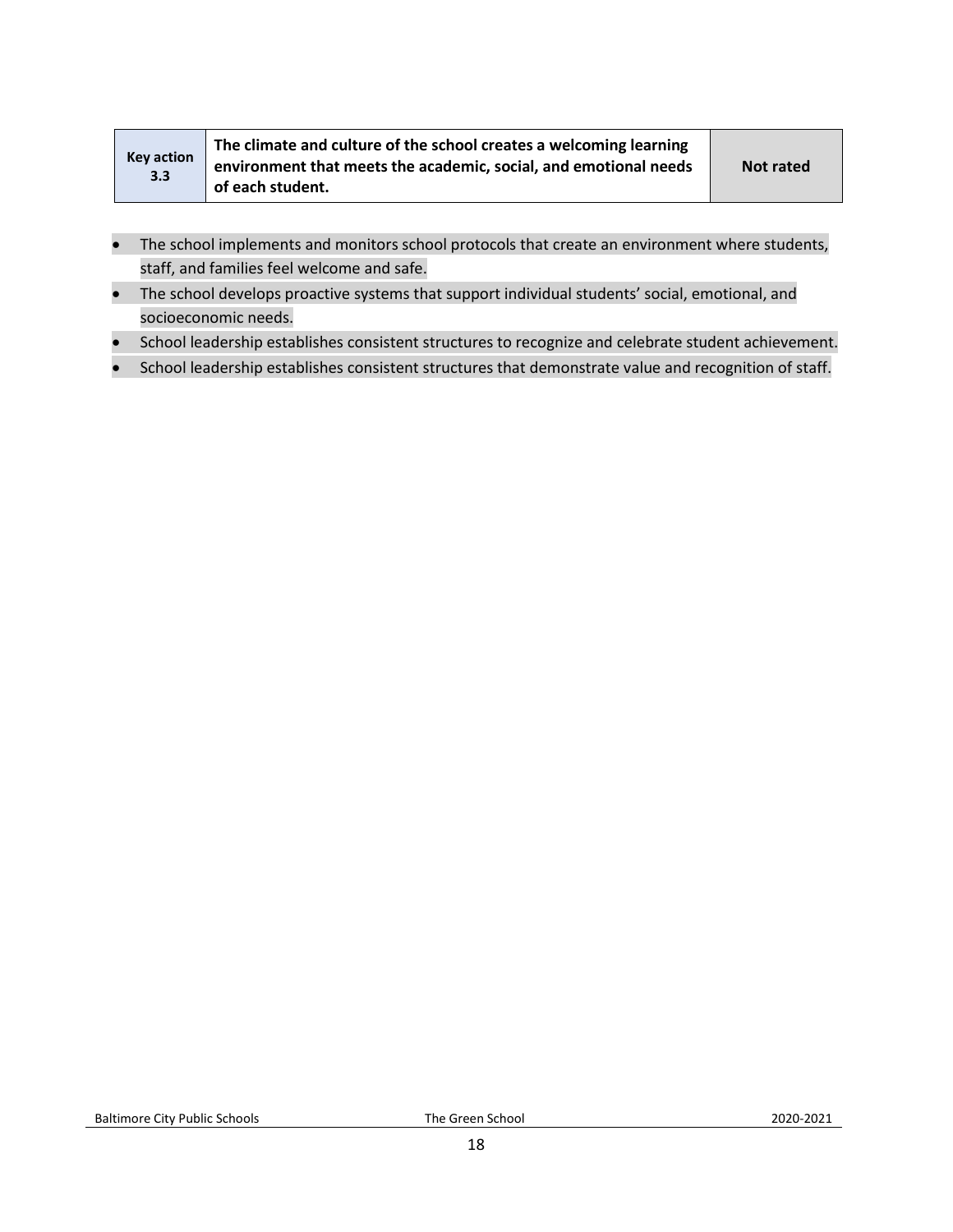| Key action 3.3 | **The climate and culture of the school creates a welcoming learning environment that meets the academic, social, and emotional needs of each student.** | **Not rated** |
|---|---|---|

- The school implements and monitors school protocols that create an environment where students, staff, and families feel welcome and safe.
- The school develops proactive systems that support individual students' social, emotional, and socioeconomic needs.
- School leadership establishes consistent structures to recognize and celebrate student achievement.
- School leadership establishes consistent structures that demonstrate value and recognition of staff.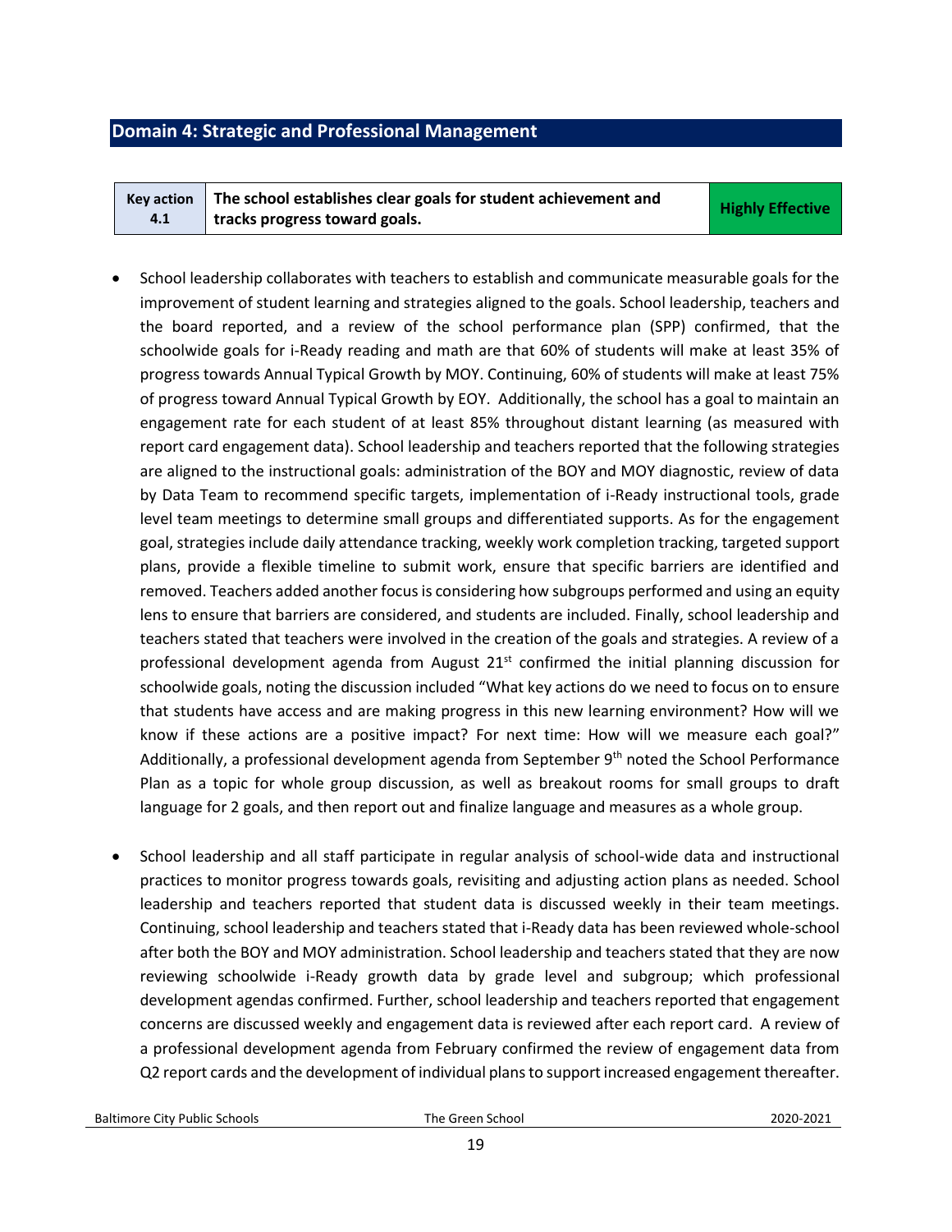## Domain 4: Strategic and Professional Management

| Key action 4.1 | The school establishes clear goals for student achievement and tracks progress toward goals. | Highly Effective |
|---|---|---|

- School leadership collaborates with teachers to establish and communicate measurable goals for the improvement of student learning and strategies aligned to the goals. School leadership, teachers and the board reported, and a review of the school performance plan (SPP) confirmed, that the schoolwide goals for i-Ready reading and math are that 60% of students will make at least 35% of progress towards Annual Typical Growth by MOY. Continuing, 60% of students will make at least 75% of progress toward Annual Typical Growth by EOY. Additionally, the school has a goal to maintain an engagement rate for each student of at least 85% throughout distant learning (as measured with report card engagement data). School leadership and teachers reported that the following strategies are aligned to the instructional goals: administration of the BOY and MOY diagnostic, review of data by Data Team to recommend specific targets, implementation of i-Ready instructional tools, grade level team meetings to determine small groups and differentiated supports. As for the engagement goal, strategies include daily attendance tracking, weekly work completion tracking, targeted support plans, provide a flexible timeline to submit work, ensure that specific barriers are identified and removed. Teachers added another focus is considering how subgroups performed and using an equity lens to ensure that barriers are considered, and students are included. Finally, school leadership and teachers stated that teachers were involved in the creation of the goals and strategies. A review of a professional development agenda from August 21st confirmed the initial planning discussion for schoolwide goals, noting the discussion included "What key actions do we need to focus on to ensure that students have access and are making progress in this new learning environment? How will we know if these actions are a positive impact? For next time: How will we measure each goal?" Additionally, a professional development agenda from September 9th noted the School Performance Plan as a topic for whole group discussion, as well as breakout rooms for small groups to draft language for 2 goals, and then report out and finalize language and measures as a whole group.

- School leadership and all staff participate in regular analysis of school-wide data and instructional practices to monitor progress towards goals, revisiting and adjusting action plans as needed. School leadership and teachers reported that student data is discussed weekly in their team meetings. Continuing, school leadership and teachers stated that i-Ready data has been reviewed whole-school after both the BOY and MOY administration. School leadership and teachers stated that they are now reviewing schoolwide i-Ready growth data by grade level and subgroup; which professional development agendas confirmed. Further, school leadership and teachers reported that engagement concerns are discussed weekly and engagement data is reviewed after each report card. A review of a professional development agenda from February confirmed the review of engagement data from Q2 report cards and the development of individual plans to support increased engagement thereafter.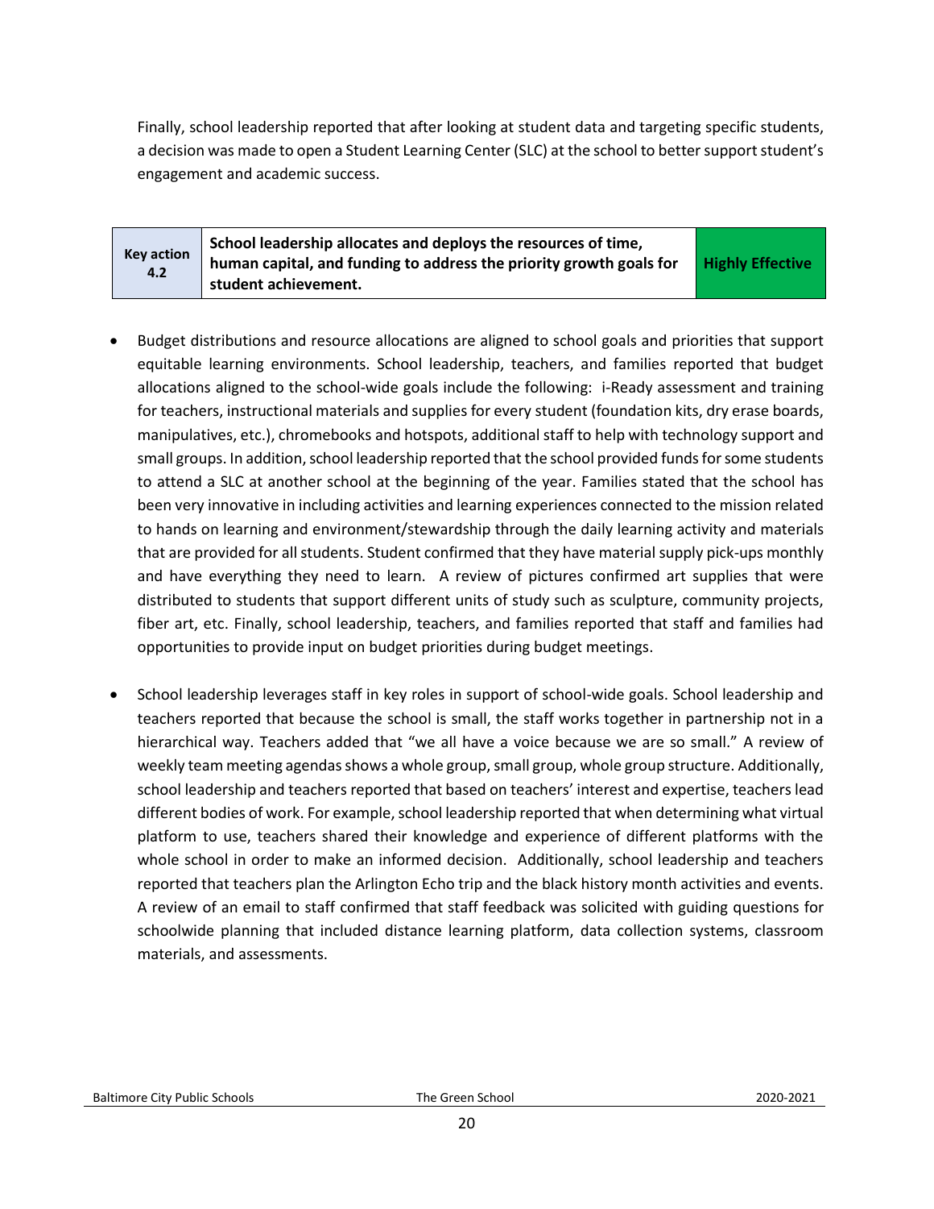Finally, school leadership reported that after looking at student data and targeting specific students, a decision was made to open a Student Learning Center (SLC) at the school to better support student's engagement and academic success.

| Key action 4.2 | School leadership allocates and deploys the resources of time, human capital, and funding to address the priority growth goals for student achievement. | Highly Effective |
|---|---|---|

- Budget distributions and resource allocations are aligned to school goals and priorities that support equitable learning environments. School leadership, teachers, and families reported that budget allocations aligned to the school-wide goals include the following: i-Ready assessment and training for teachers, instructional materials and supplies for every student (foundation kits, dry erase boards, manipulatives, etc.), chromebooks and hotspots, additional staff to help with technology support and small groups. In addition, school leadership reported that the school provided funds for some students to attend a SLC at another school at the beginning of the year. Families stated that the school has been very innovative in including activities and learning experiences connected to the mission related to hands on learning and environment/stewardship through the daily learning activity and materials that are provided for all students. Student confirmed that they have material supply pick-ups monthly and have everything they need to learn. A review of pictures confirmed art supplies that were distributed to students that support different units of study such as sculpture, community projects, fiber art, etc. Finally, school leadership, teachers, and families reported that staff and families had opportunities to provide input on budget priorities during budget meetings.

- School leadership leverages staff in key roles in support of school-wide goals. School leadership and teachers reported that because the school is small, the staff works together in partnership not in a hierarchical way. Teachers added that "we all have a voice because we are so small." A review of weekly team meeting agendas shows a whole group, small group, whole group structure. Additionally, school leadership and teachers reported that based on teachers' interest and expertise, teachers lead different bodies of work. For example, school leadership reported that when determining what virtual platform to use, teachers shared their knowledge and experience of different platforms with the whole school in order to make an informed decision. Additionally, school leadership and teachers reported that teachers plan the Arlington Echo trip and the black history month activities and events. A review of an email to staff confirmed that staff feedback was solicited with guiding questions for schoolwide planning that included distance learning platform, data collection systems, classroom materials, and assessments.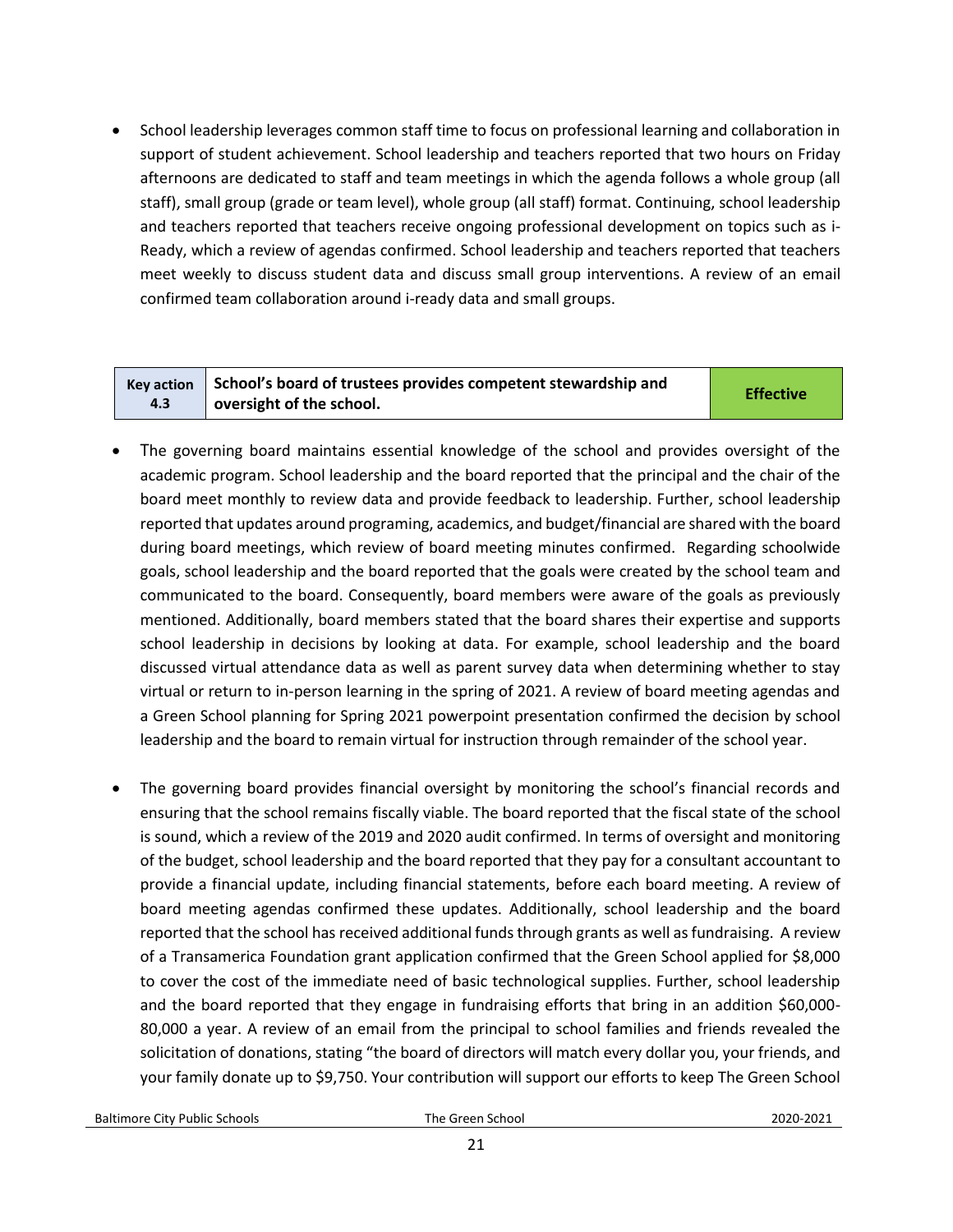- School leadership leverages common staff time to focus on professional learning and collaboration in support of student achievement. School leadership and teachers reported that two hours on Friday afternoons are dedicated to staff and team meetings in which the agenda follows a whole group (all staff), small group (grade or team level), whole group (all staff) format. Continuing, school leadership and teachers reported that teachers receive ongoing professional development on topics such as i-Ready, which a review of agendas confirmed. School leadership and teachers reported that teachers meet weekly to discuss student data and discuss small group interventions. A review of an email confirmed team collaboration around i-ready data and small groups.

| Key action 4.3 | School's board of trustees provides competent stewardship and oversight of the school. | Effective |
|---|---|---|

- The governing board maintains essential knowledge of the school and provides oversight of the academic program. School leadership and the board reported that the principal and the chair of the board meet monthly to review data and provide feedback to leadership. Further, school leadership reported that updates around programing, academics, and budget/financial are shared with the board during board meetings, which review of board meeting minutes confirmed. Regarding schoolwide goals, school leadership and the board reported that the goals were created by the school team and communicated to the board. Consequently, board members were aware of the goals as previously mentioned. Additionally, board members stated that the board shares their expertise and supports school leadership in decisions by looking at data. For example, school leadership and the board discussed virtual attendance data as well as parent survey data when determining whether to stay virtual or return to in-person learning in the spring of 2021. A review of board meeting agendas and a Green School planning for Spring 2021 powerpoint presentation confirmed the decision by school leadership and the board to remain virtual for instruction through remainder of the school year.

- The governing board provides financial oversight by monitoring the school's financial records and ensuring that the school remains fiscally viable. The board reported that the fiscal state of the school is sound, which a review of the 2019 and 2020 audit confirmed. In terms of oversight and monitoring of the budget, school leadership and the board reported that they pay for a consultant accountant to provide a financial update, including financial statements, before each board meeting. A review of board meeting agendas confirmed these updates. Additionally, school leadership and the board reported that the school has received additional funds through grants as well as fundraising. A review of a Transamerica Foundation grant application confirmed that the Green School applied for $8,000 to cover the cost of the immediate need of basic technological supplies. Further, school leadership and the board reported that they engage in fundraising efforts that bring in an addition $60,000-80,000 a year. A review of an email from the principal to school families and friends revealed the solicitation of donations, stating "the board of directors will match every dollar you, your friends, and your family donate up to $9,750. Your contribution will support our efforts to keep The Green School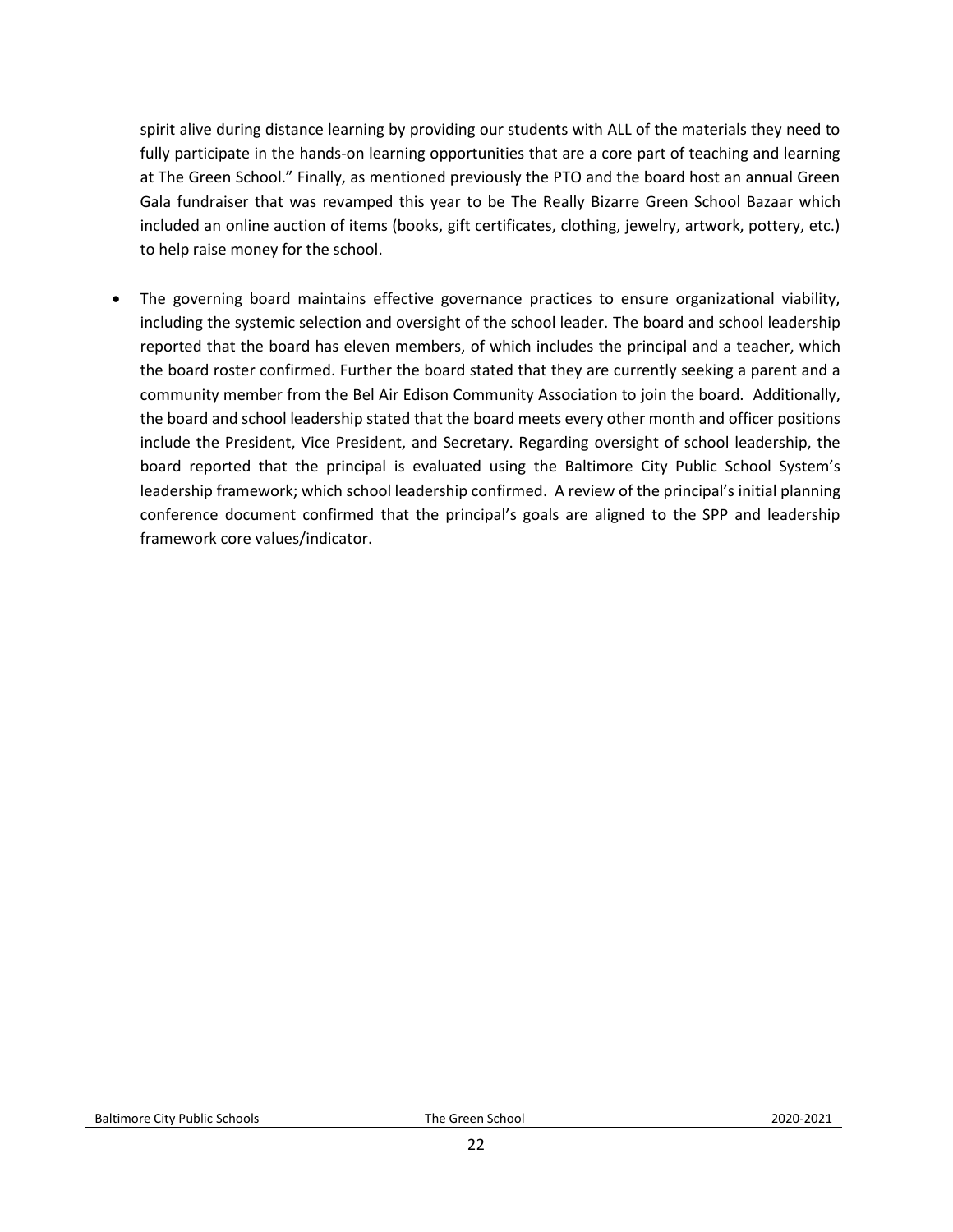spirit alive during distance learning by providing our students with ALL of the materials they need to fully participate in the hands-on learning opportunities that are a core part of teaching and learning at The Green School." Finally, as mentioned previously the PTO and the board host an annual Green Gala fundraiser that was revamped this year to be The Really Bizarre Green School Bazaar which included an online auction of items (books, gift certificates, clothing, jewelry, artwork, pottery, etc.) to help raise money for the school.

- The governing board maintains effective governance practices to ensure organizational viability, including the systemic selection and oversight of the school leader. The board and school leadership reported that the board has eleven members, of which includes the principal and a teacher, which the board roster confirmed. Further the board stated that they are currently seeking a parent and a community member from the Bel Air Edison Community Association to join the board. Additionally, the board and school leadership stated that the board meets every other month and officer positions include the President, Vice President, and Secretary. Regarding oversight of school leadership, the board reported that the principal is evaluated using the Baltimore City Public School System's leadership framework; which school leadership confirmed. A review of the principal's initial planning conference document confirmed that the principal's goals are aligned to the SPP and leadership framework core values/indicator.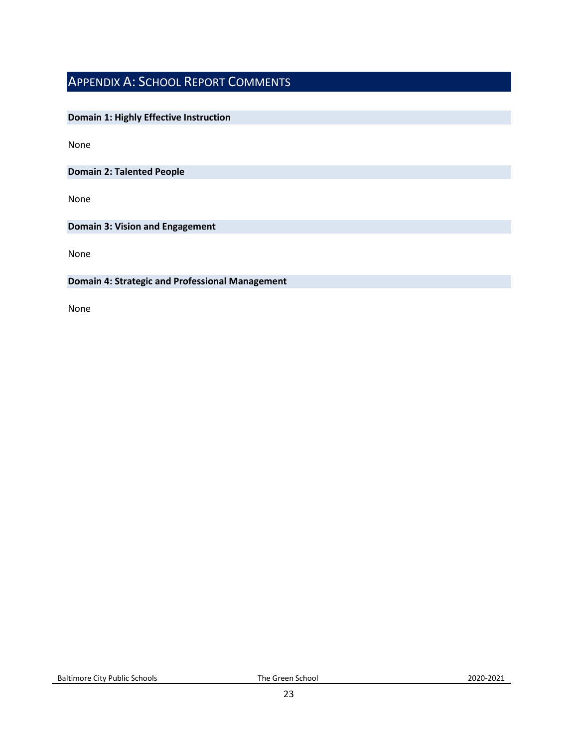# Appendix A: School Report Comments

## Domain 1: Highly Effective Instruction

None

## Domain 2: Talented People

None

## Domain 3: Vision and Engagement

None

## Domain 4: Strategic and Professional Management

None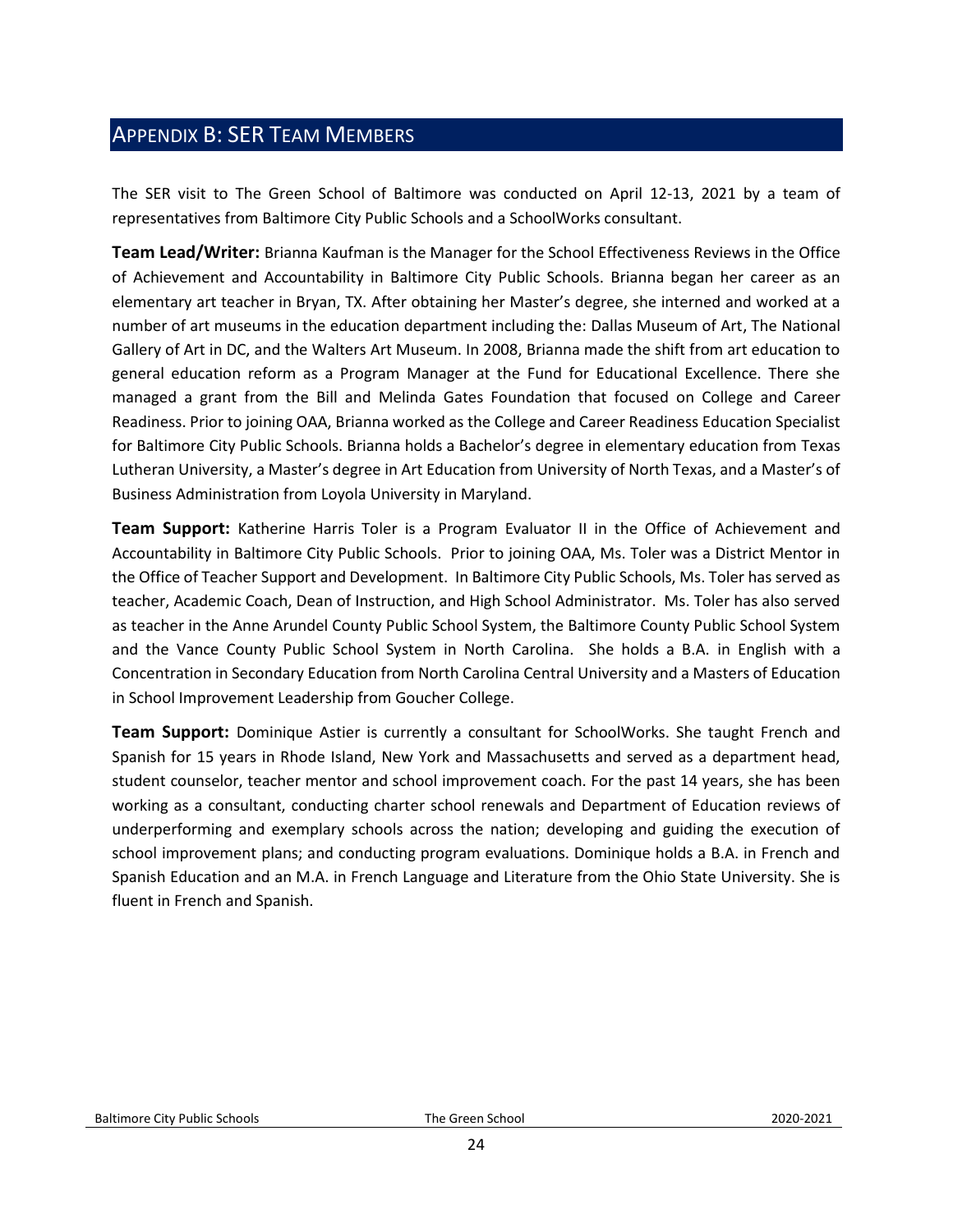## Appendix B: SER Team Members

The SER visit to The Green School of Baltimore was conducted on April 12-13, 2021 by a team of representatives from Baltimore City Public Schools and a SchoolWorks consultant.

**Team Lead/Writer:** Brianna Kaufman is the Manager for the School Effectiveness Reviews in the Office of Achievement and Accountability in Baltimore City Public Schools. Brianna began her career as an elementary art teacher in Bryan, TX. After obtaining her Master's degree, she interned and worked at a number of art museums in the education department including the: Dallas Museum of Art, The National Gallery of Art in DC, and the Walters Art Museum. In 2008, Brianna made the shift from art education to general education reform as a Program Manager at the Fund for Educational Excellence. There she managed a grant from the Bill and Melinda Gates Foundation that focused on College and Career Readiness. Prior to joining OAA, Brianna worked as the College and Career Readiness Education Specialist for Baltimore City Public Schools. Brianna holds a Bachelor's degree in elementary education from Texas Lutheran University, a Master's degree in Art Education from University of North Texas, and a Master's of Business Administration from Loyola University in Maryland.

**Team Support:** Katherine Harris Toler is a Program Evaluator II in the Office of Achievement and Accountability in Baltimore City Public Schools. Prior to joining OAA, Ms. Toler was a District Mentor in the Office of Teacher Support and Development. In Baltimore City Public Schools, Ms. Toler has served as teacher, Academic Coach, Dean of Instruction, and High School Administrator. Ms. Toler has also served as teacher in the Anne Arundel County Public School System, the Baltimore County Public School System and the Vance County Public School System in North Carolina. She holds a B.A. in English with a Concentration in Secondary Education from North Carolina Central University and a Masters of Education in School Improvement Leadership from Goucher College.

**Team Support:** Dominique Astier is currently a consultant for SchoolWorks. She taught French and Spanish for 15 years in Rhode Island, New York and Massachusetts and served as a department head, student counselor, teacher mentor and school improvement coach. For the past 14 years, she has been working as a consultant, conducting charter school renewals and Department of Education reviews of underperforming and exemplary schools across the nation; developing and guiding the execution of school improvement plans; and conducting program evaluations. Dominique holds a B.A. in French and Spanish Education and an M.A. in French Language and Literature from the Ohio State University. She is fluent in French and Spanish.